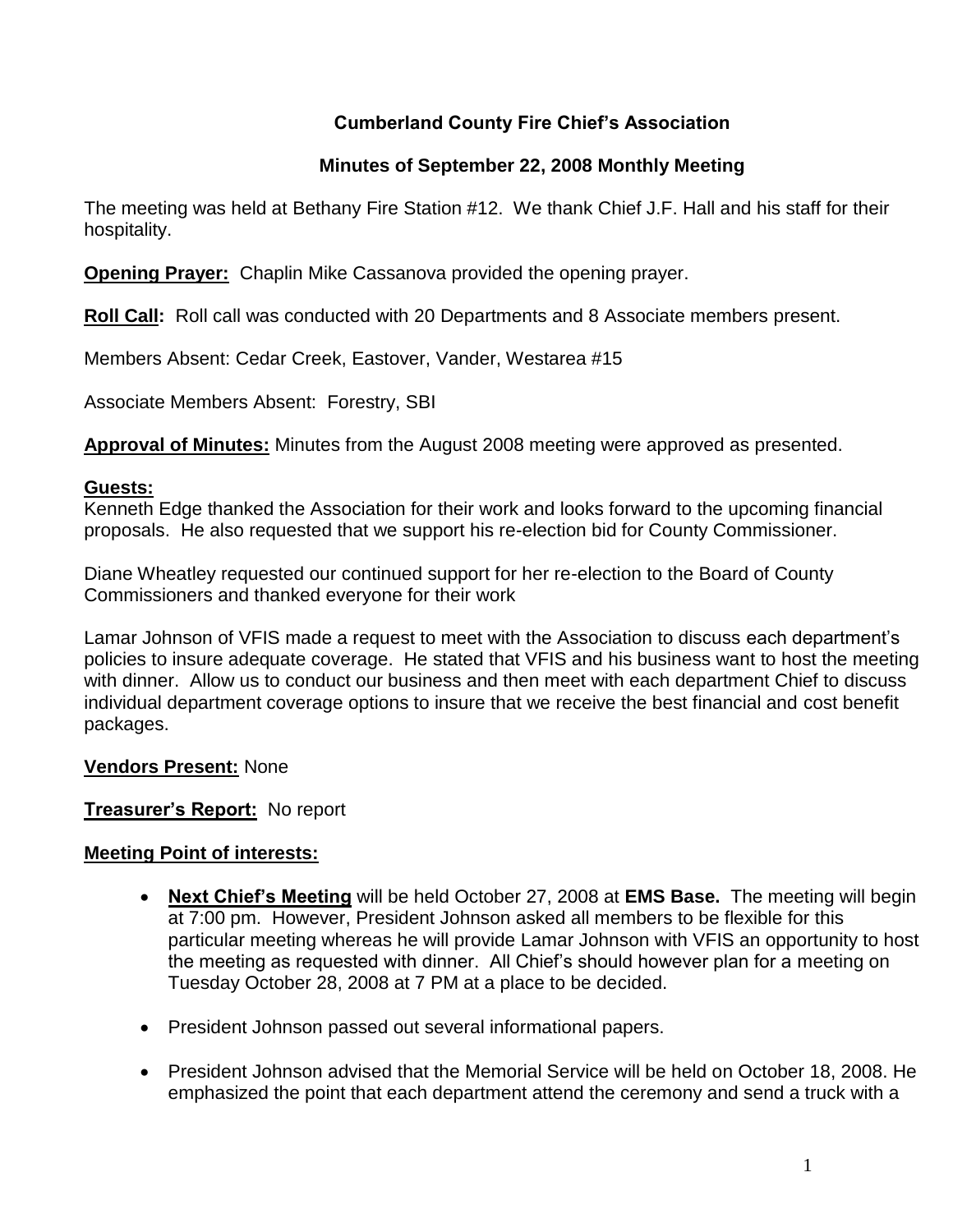# Cumberland County Fire Chief's Association

## Minutes of September 22, 2008 Monthly Meeting

The meeting was held at Bethany Fire Station #12. We thank Chief J.F. Hall and his staff for their hospitality.

**Opening Prayer:** Chaplin Mike Cassanova provided the opening prayer.

**Roll Call:** Roll call was conducted with 20 Departments and 8 Associate members present.

Members Absent: Cedar Creek, Eastover, Vander, Westarea #15

Associate Members Absent: Forestry, SBI

**Approval of Minutes:** Minutes from the August 2008 meeting were approved as presented.

**Guests:**

Kenneth Edge thanked the Association for their work and looks forward to the upcoming financial proposals. He also requested that we support his re-election bid for County Commissioner.

Diane Wheatley requested our continued support for her re-election to the Board of County Commissioners and thanked everyone for their work

Lamar Johnson of VFIS made a request to meet with the Association to discuss each department's policies to insure adequate coverage. He stated that VFIS and his business want to host the meeting with dinner. Allow us to conduct our business and then meet with each department Chief to discuss individual department coverage options to insure that we receive the best financial and cost benefit packages.

**Vendors Present:** None

**Treasurer's Report:** No report

**Meeting Point of interests:**

- **Next Chief's Meeting** will be held October 27, 2008 at **EMS Base.** The meeting will begin at 7:00 pm. However, President Johnson asked all members to be flexible for this particular meeting whereas he will provide Lamar Johnson with VFIS an opportunity to host the meeting as requested with dinner. All Chief's should however plan for a meeting on Tuesday October 28, 2008 at 7 PM at a place to be decided.
- President Johnson passed out several informational papers.
- President Johnson advised that the Memorial Service will be held on October 18, 2008. He emphasized the point that each department attend the ceremony and send a truck with a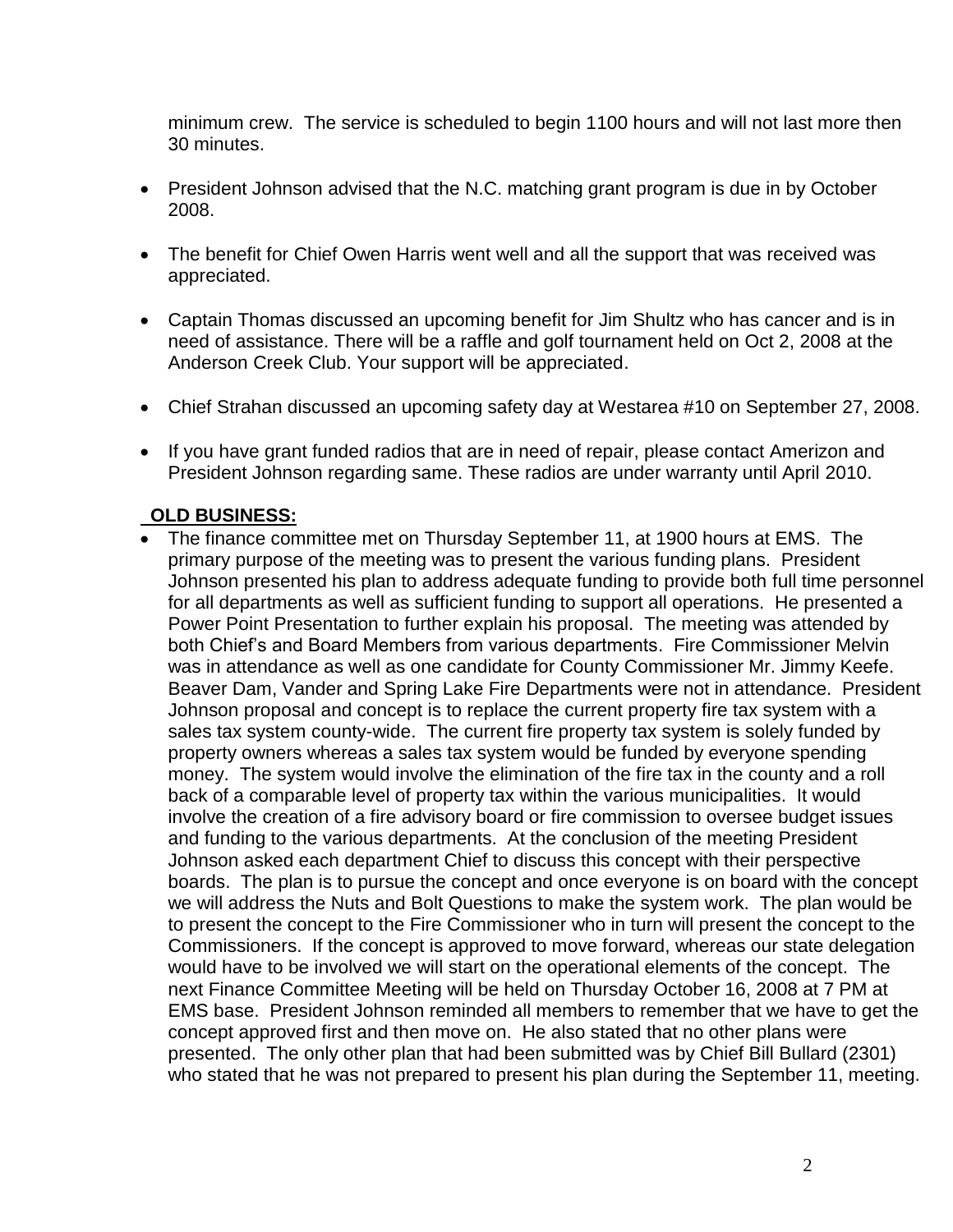minimum crew. The service is scheduled to begin 1100 hours and will not last more then 30 minutes.

- President Johnson advised that the N.C. matching grant program is due in by October 2008.
- The benefit for Chief Owen Harris went well and all the support that was received was appreciated.
- Captain Thomas discussed an upcoming benefit for Jim Shultz who has cancer and is in need of assistance. There will be a raffle and golf tournament held on Oct 2, 2008 at the Anderson Creek Club. Your support will be appreciated.
- Chief Strahan discussed an upcoming safety day at Westarea #10 on September 27, 2008.
- If you have grant funded radios that are in need of repair, please contact Amerizon and President Johnson regarding same. These radios are under warranty until April 2010.

**OLD BUSINESS:**

- The finance committee met on Thursday September 11, at 1900 hours at EMS. The primary purpose of the meeting was to present the various funding plans. President Johnson presented his plan to address adequate funding to provide both full time personnel for all departments as well as sufficient funding to support all operations. He presented a Power Point Presentation to further explain his proposal. The meeting was attended by both Chief's and Board Members from various departments. Fire Commissioner Melvin was in attendance as well as one candidate for County Commissioner Mr. Jimmy Keefe. Beaver Dam, Vander and Spring Lake Fire Departments were not in attendance. President Johnson proposal and concept is to replace the current property fire tax system with a sales tax system county-wide. The current fire property tax system is solely funded by property owners whereas a sales tax system would be funded by everyone spending money. The system would involve the elimination of the fire tax in the county and a roll back of a comparable level of property tax within the various municipalities. It would involve the creation of a fire advisory board or fire commission to oversee budget issues and funding to the various departments. At the conclusion of the meeting President Johnson asked each department Chief to discuss this concept with their perspective boards. The plan is to pursue the concept and once everyone is on board with the concept we will address the Nuts and Bolt Questions to make the system work. The plan would be to present the concept to the Fire Commissioner who in turn will present the concept to the Commissioners. If the concept is approved to move forward, whereas our state delegation would have to be involved we will start on the operational elements of the concept. The next Finance Committee Meeting will be held on Thursday October 16, 2008 at 7 PM at EMS base. President Johnson reminded all members to remember that we have to get the concept approved first and then move on. He also stated that no other plans were presented. The only other plan that had been submitted was by Chief Bill Bullard (2301) who stated that he was not prepared to present his plan during the September 11, meeting.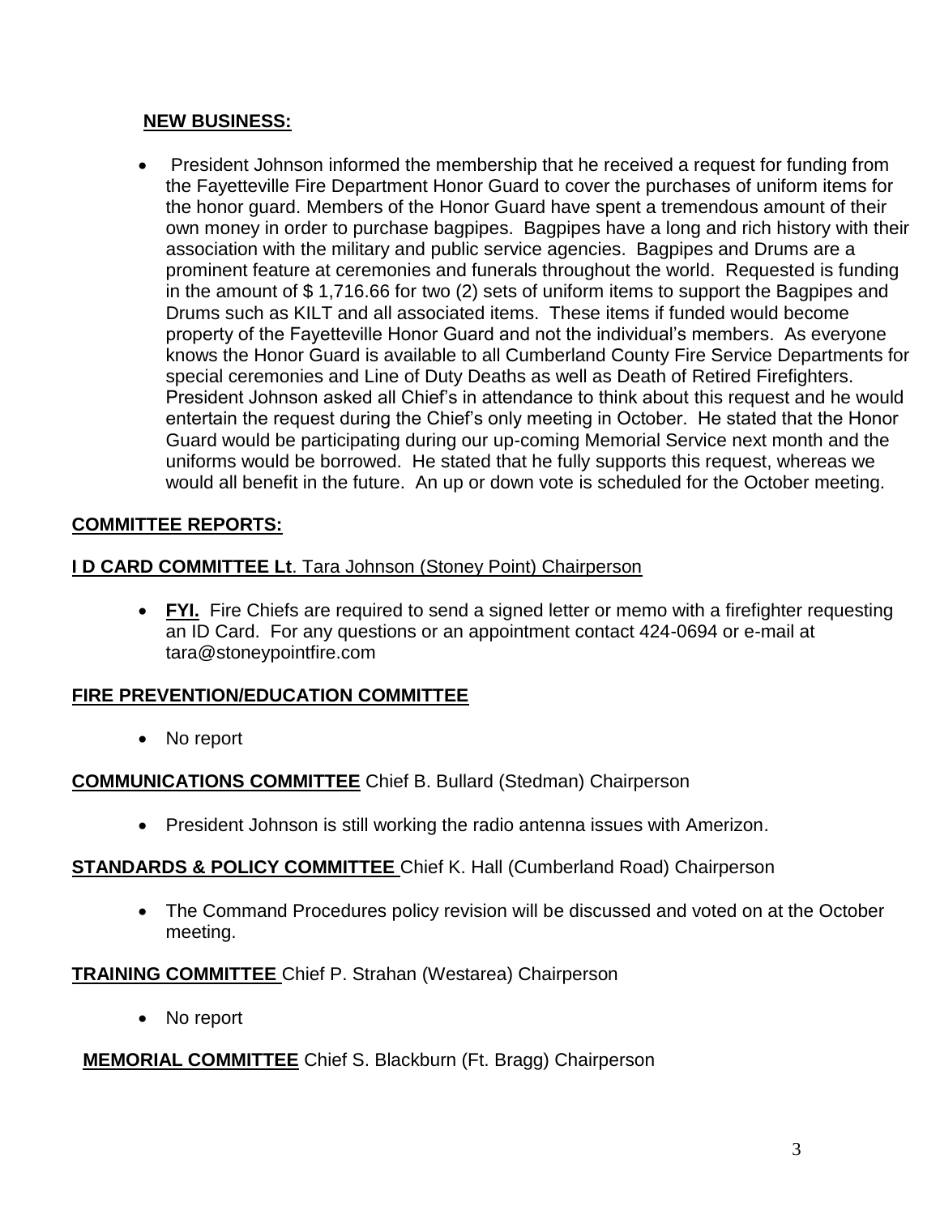**NEW BUSINESS:**

- President Johnson informed the membership that he received a request for funding from the Fayetteville Fire Department Honor Guard to cover the purchases of uniform items for the honor guard. Members of the Honor Guard have spent a tremendous amount of their own money in order to purchase bagpipes. Bagpipes have a long and rich history with their association with the military and public service agencies. Bagpipes and Drums are a prominent feature at ceremonies and funerals throughout the world. Requested is funding in the amount of $ 1,716.66 for two (2) sets of uniform items to support the Bagpipes and Drums such as KILT and all associated items. These items if funded would become property of the Fayetteville Honor Guard and not the individual's members. As everyone knows the Honor Guard is available to all Cumberland County Fire Service Departments for special ceremonies and Line of Duty Deaths as well as Death of Retired Firefighters. President Johnson asked all Chief's in attendance to think about this request and he would entertain the request during the Chief's only meeting in October. He stated that the Honor Guard would be participating during our up-coming Memorial Service next month and the uniforms would be borrowed. He stated that he fully supports this request, whereas we would all benefit in the future. An up or down vote is scheduled for the October meeting.

**COMMITTEE REPORTS:**

**I D CARD COMMITTEE Lt**. Tara Johnson (Stoney Point) Chairperson

- **FYI.** Fire Chiefs are required to send a signed letter or memo with a firefighter requesting an ID Card. For any questions or an appointment contact 424-0694 or e-mail at tara@stoneypointfire.com

**FIRE PREVENTION/EDUCATION COMMITTEE**

- No report

**COMMUNICATIONS COMMITTEE** Chief B. Bullard (Stedman) Chairperson

- President Johnson is still working the radio antenna issues with Amerizon.

**STANDARDS & POLICY COMMITTEE** Chief K. Hall (Cumberland Road) Chairperson

- The Command Procedures policy revision will be discussed and voted on at the October meeting.

**TRAINING COMMITTEE** Chief P. Strahan (Westarea) Chairperson

- No report

**MEMORIAL COMMITTEE** Chief S. Blackburn (Ft. Bragg) Chairperson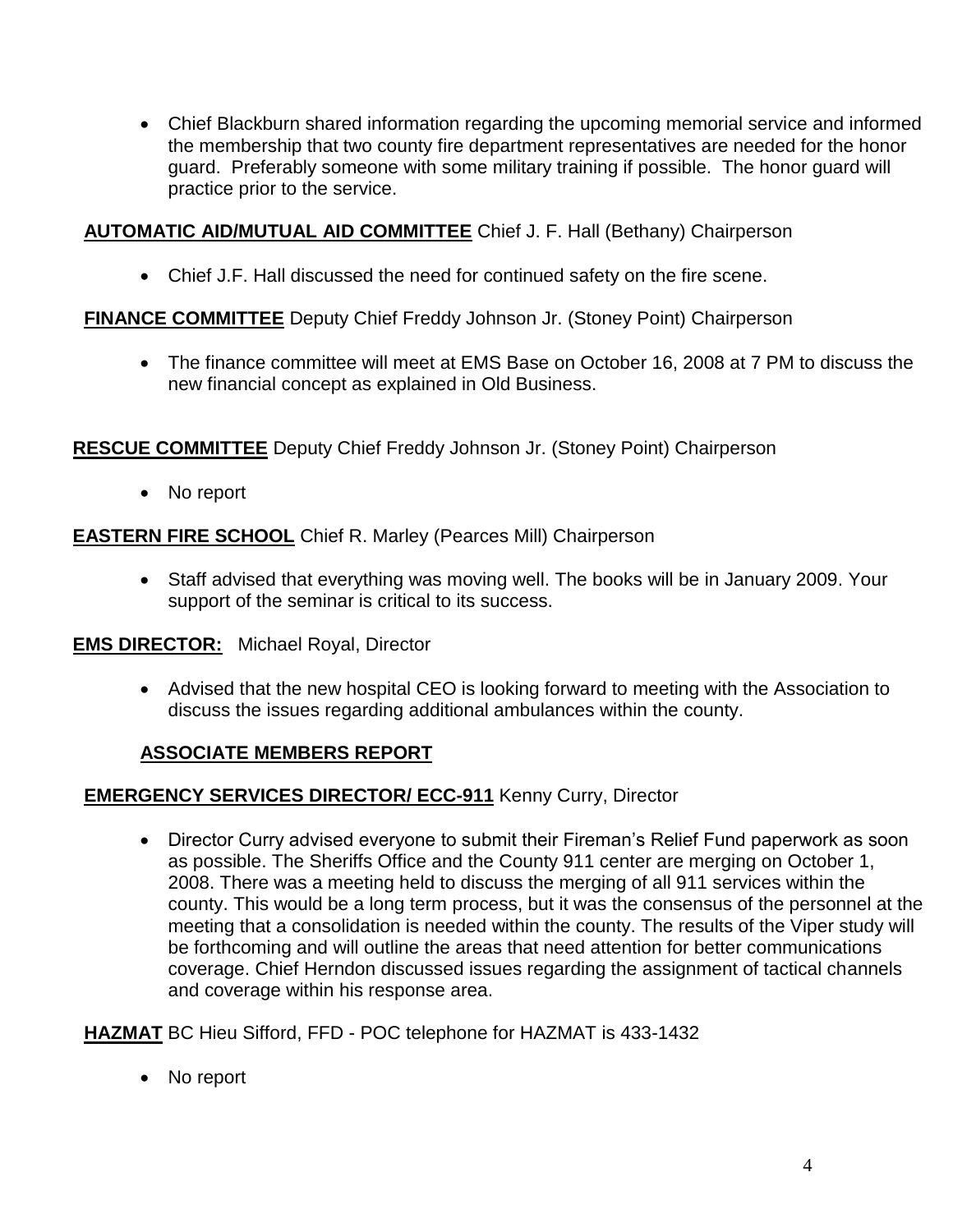- Chief Blackburn shared information regarding the upcoming memorial service and informed the membership that two county fire department representatives are needed for the honor guard. Preferably someone with some military training if possible. The honor guard will practice prior to the service.

**AUTOMATIC AID/MUTUAL AID COMMITTEE** Chief J. F. Hall (Bethany) Chairperson

- Chief J.F. Hall discussed the need for continued safety on the fire scene.

**FINANCE COMMITTEE** Deputy Chief Freddy Johnson Jr. (Stoney Point) Chairperson

- The finance committee will meet at EMS Base on October 16, 2008 at 7 PM to discuss the new financial concept as explained in Old Business.

**RESCUE COMMITTEE** Deputy Chief Freddy Johnson Jr. (Stoney Point) Chairperson

- No report

**EASTERN FIRE SCHOOL** Chief R. Marley (Pearces Mill) Chairperson

- Staff advised that everything was moving well. The books will be in January 2009. Your support of the seminar is critical to its success.

**EMS DIRECTOR:** Michael Royal, Director

- Advised that the new hospital CEO is looking forward to meeting with the Association to discuss the issues regarding additional ambulances within the county.

## ASSOCIATE MEMBERS REPORT

**EMERGENCY SERVICES DIRECTOR/ ECC-911** Kenny Curry, Director

- Director Curry advised everyone to submit their Fireman's Relief Fund paperwork as soon as possible. The Sheriffs Office and the County 911 center are merging on October 1, 2008. There was a meeting held to discuss the merging of all 911 services within the county. This would be a long term process, but it was the consensus of the personnel at the meeting that a consolidation is needed within the county. The results of the Viper study will be forthcoming and will outline the areas that need attention for better communications coverage. Chief Herndon discussed issues regarding the assignment of tactical channels and coverage within his response area.

**HAZMAT** BC Hieu Sifford, FFD - POC telephone for HAZMAT is 433-1432

- No report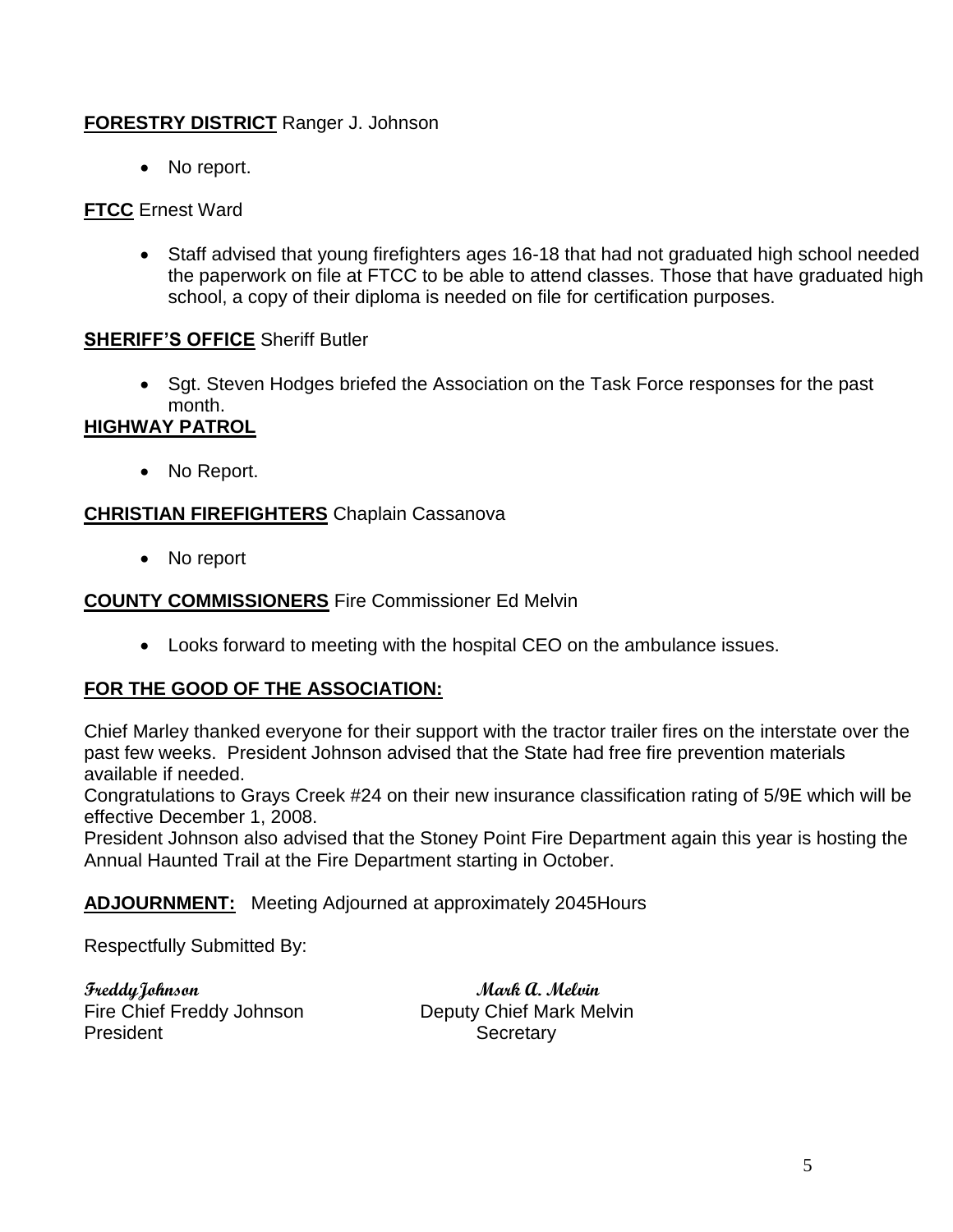**FORESTRY DISTRICT** Ranger J. Johnson

- No report.

**FTCC** Ernest Ward

- Staff advised that young firefighters ages 16-18 that had not graduated high school needed the paperwork on file at FTCC to be able to attend classes. Those that have graduated high school, a copy of their diploma is needed on file for certification purposes.

**SHERIFF'S OFFICE** Sheriff Butler

- Sgt. Steven Hodges briefed the Association on the Task Force responses for the past month.

**HIGHWAY PATROL**

- No Report.

**CHRISTIAN FIREFIGHTERS** Chaplain Cassanova

- No report

**COUNTY COMMISSIONERS** Fire Commissioner Ed Melvin

- Looks forward to meeting with the hospital CEO on the ambulance issues.

**FOR THE GOOD OF THE ASSOCIATION:**

Chief Marley thanked everyone for their support with the tractor trailer fires on the interstate over the past few weeks. President Johnson advised that the State had free fire prevention materials available if needed.
Congratulations to Grays Creek #24 on their new insurance classification rating of 5/9E which will be effective December 1, 2008.
President Johnson also advised that the Stoney Point Fire Department again this year is hosting the Annual Haunted Trail at the Fire Department starting in October.

**ADJOURNMENT:** Meeting Adjourned at approximately 2045Hours

Respectfully Submitted By:

*Freddy Johnson*
Fire Chief Freddy Johnson
President

*Mark A. Melvin*
Deputy Chief Mark Melvin
Secretary